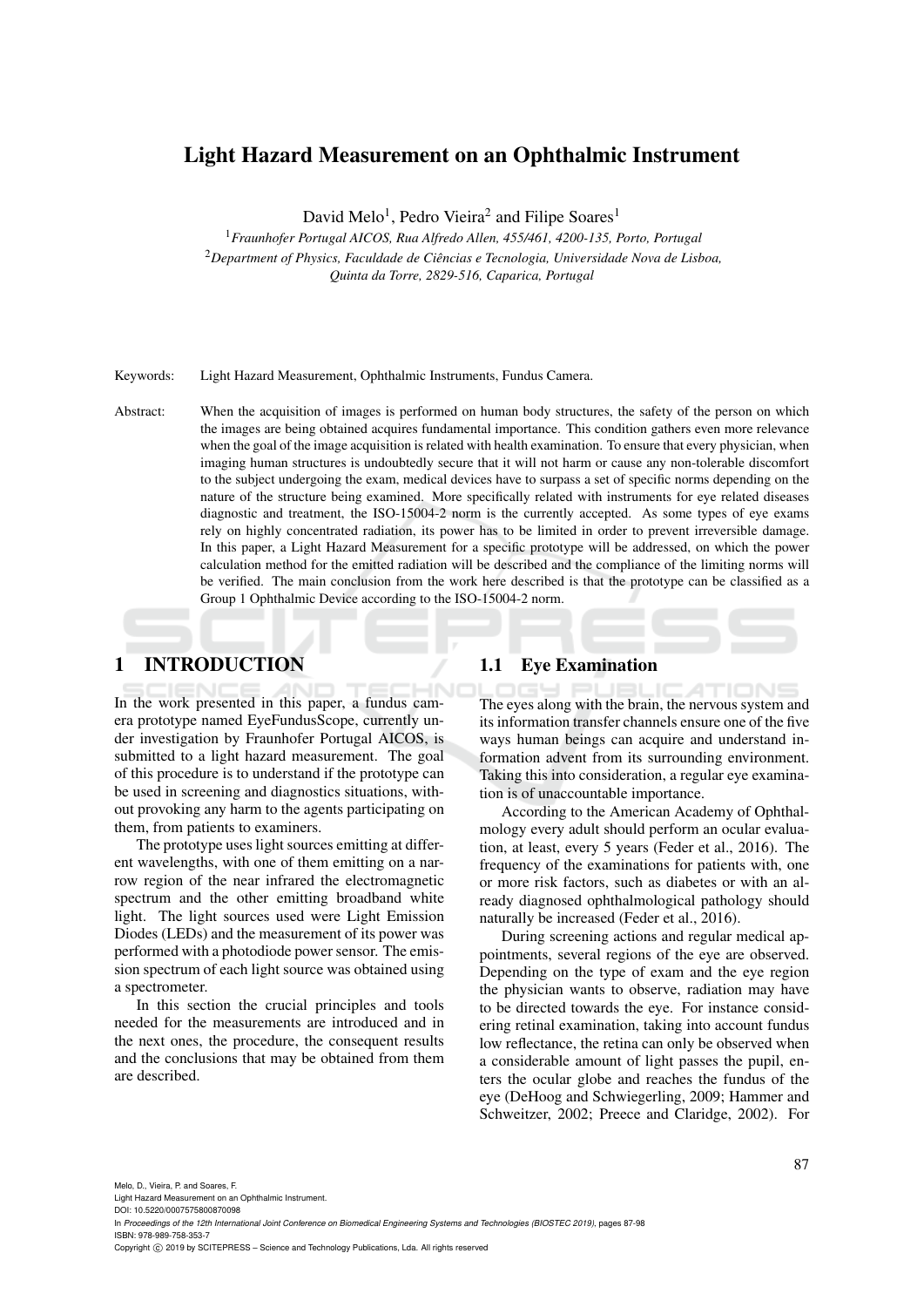# Light Hazard Measurement on an Ophthalmic Instrument

David Melo[1], Pedro Vieira[2] and Filipe Soares[1]

[1]*Fraunhofer Portugal AICOS, Rua Alfredo Allen, 455/461, 4200-135, Porto, Portugal*
[2]*Department of Physics, Faculdade de Ciências e Tecnologia, Universidade Nova de Lisboa, Quinta da Torre, 2829-516, Caparica, Portugal*

Keywords: Light Hazard Measurement, Ophthalmic Instruments, Fundus Camera.

Abstract: When the acquisition of images is performed on human body structures, the safety of the person on which the images are being obtained acquires fundamental importance. This condition gathers even more relevance when the goal of the image acquisition is related with health examination. To ensure that every physician, when imaging human structures is undoubtedly secure that it will not harm or cause any non-tolerable discomfort to the subject undergoing the exam, medical devices have to surpass a set of specific norms depending on the nature of the structure being examined. More specifically related with instruments for eye related diseases diagnostic and treatment, the ISO-15004-2 norm is the currently accepted. As some types of eye exams rely on highly concentrated radiation, its power has to be limited in order to prevent irreversible damage. In this paper, a Light Hazard Measurement for a specific prototype will be addressed, on which the power calculation method for the emitted radiation will be described and the compliance of the limiting norms will be verified. The main conclusion from the work here described is that the prototype can be classified as a Group 1 Ophthalmic Device according to the ISO-15004-2 norm.

## 1 INTRODUCTION

In the work presented in this paper, a fundus camera prototype named EyeFundusScope, currently under investigation by Fraunhofer Portugal AICOS, is submitted to a light hazard measurement. The goal of this procedure is to understand if the prototype can be used in screening and diagnostics situations, without provoking any harm to the agents participating on them, from patients to examiners.

The prototype uses light sources emitting at different wavelengths, with one of them emitting on a narrow region of the near infrared the electromagnetic spectrum and the other emitting broadband white light. The light sources used were Light Emission Diodes (LEDs) and the measurement of its power was performed with a photodiode power sensor. The emission spectrum of each light source was obtained using a spectrometer.

In this section the crucial principles and tools needed for the measurements are introduced and in the next ones, the procedure, the consequent results and the conclusions that may be obtained from them are described.

### 1.1 Eye Examination

The eyes along with the brain, the nervous system and its information transfer channels ensure one of the five ways human beings can acquire and understand information advent from its surrounding environment. Taking this into consideration, a regular eye examination is of unaccountable importance.

According to the American Academy of Ophthalmology every adult should perform an ocular evaluation, at least, every 5 years (Feder et al., 2016). The frequency of the examinations for patients with, one or more risk factors, such as diabetes or with an already diagnosed ophthalmological pathology should naturally be increased (Feder et al., 2016).

During screening actions and regular medical appointments, several regions of the eye are observed. Depending on the type of exam and the eye region the physician wants to observe, radiation may have to be directed towards the eye. For instance considering retinal examination, taking into account fundus low reflectance, the retina can only be observed when a considerable amount of light passes the pupil, enters the ocular globe and reaches the fundus of the eye (DeHoog and Schwiegerling, 2009; Hammer and Schweitzer, 2002; Preece and Claridge, 2002). For

Melo, D., Vieira, P. and Soares, F.
Light Hazard Measurement on an Ophthalmic Instrument.
DOI: 10.5220/0007575800870098
In *Proceedings of the 12th International Joint Conference on Biomedical Engineering Systems and Technologies (BIOSTEC 2019)*, pages 87-98
ISBN: 978-989-758-353-7
Copyright © 2019 by SCITEPRESS – Science and Technology Publications, Lda. All rights reserved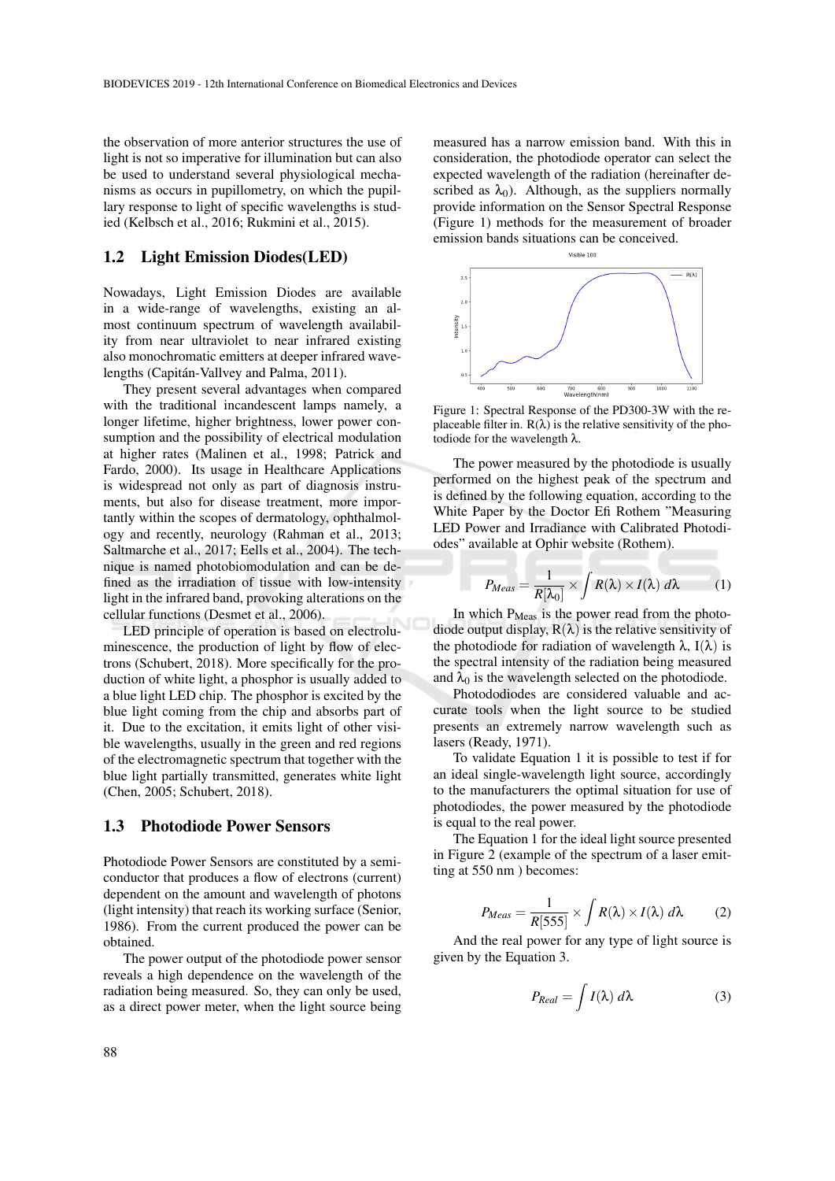the observation of more anterior structures the use of light is not so imperative for illumination but can also be used to understand several physiological mechanisms as occurs in pupillometry, on which the pupillary response to light of specific wavelengths is studied (Kelbsch et al., 2016; Rukmini et al., 2015).

## 1.2 Light Emission Diodes(LED)

Nowadays, Light Emission Diodes are available in a wide-range of wavelengths, existing an almost continuum spectrum of wavelength availability from near ultraviolet to near infrared existing also monochromatic emitters at deeper infrared wavelengths (Capitán-Vallvey and Palma, 2011).

They present several advantages when compared with the traditional incandescent lamps namely, a longer lifetime, higher brightness, lower power consumption and the possibility of electrical modulation at higher rates (Malinen et al., 1998; Patrick and Fardo, 2000). Its usage in Healthcare Applications is widespread not only as part of diagnosis instruments, but also for disease treatment, more importantly within the scopes of dermatology, ophthalmology and recently, neurology (Rahman et al., 2013; Saltmarche et al., 2017; Eells et al., 2004). The technique is named photobiomodulation and can be defined as the irradiation of tissue with low-intensity light in the infrared band, provoking alterations on the cellular functions (Desmet et al., 2006).

LED principle of operation is based on electroluminescence, the production of light by flow of electrons (Schubert, 2018). More specifically for the production of white light, a phosphor is usually added to a blue light LED chip. The phosphor is excited by the blue light coming from the chip and absorbs part of it. Due to the excitation, it emits light of other visible wavelengths, usually in the green and red regions of the electromagnetic spectrum that together with the blue light partially transmitted, generates white light (Chen, 2005; Schubert, 2018).

## 1.3 Photodiode Power Sensors

Photodiode Power Sensors are constituted by a semiconductor that produces a flow of electrons (current) dependent on the amount and wavelength of photons (light intensity) that reach its working surface (Senior, 1986). From the current produced the power can be obtained.

The power output of the photodiode power sensor reveals a high dependence on the wavelength of the radiation being measured. So, they can only be used, as a direct power meter, when the light source being measured has a narrow emission band. With this in consideration, the photodiode operator can select the expected wavelength of the radiation (hereinafter described as $\lambda_0$). Although, as the suppliers normally provide information on the Sensor Spectral Response (Figure 1) methods for the measurement of broader emission bands situations can be conceived.

Figure 1: Spectral Response of the PD300-3W with the replaceable filter in. $R(\lambda)$ is the relative sensitivity of the photodiode for the wavelength $\lambda$.

The power measured by the photodiode is usually performed on the highest peak of the spectrum and is defined by the following equation, according to the White Paper by the Doctor Efi Rothem "Measuring LED Power and Irradiance with Calibrated Photodiodes" available at Ophir website (Rothem).

$$P_{Meas} = \frac{1}{R[\lambda_0]} \times \int R(\lambda) \times I(\lambda)\, d\lambda \qquad (1)$$

In which $P_{Meas}$ is the power read from the photodiode output display, $R(\lambda)$ is the relative sensitivity of the photodiode for radiation of wavelength $\lambda$, $I(\lambda)$ is the spectral intensity of the radiation being measured and $\lambda_0$ is the wavelength selected on the photodiode.

Photododiodes are considered valuable and accurate tools when the light source to be studied presents an extremely narrow wavelength such as lasers (Ready, 1971).

To validate Equation 1 it is possible to test if for an ideal single-wavelength light source, accordingly to the manufacturers the optimal situation for use of photodiodes, the power measured by the photodiode is equal to the real power.

The Equation 1 for the ideal light source presented in Figure 2 (example of the spectrum of a laser emitting at 550 nm ) becomes:

$$P_{Meas} = \frac{1}{R[555]} \times \int R(\lambda) \times I(\lambda)\, d\lambda \qquad (2)$$

And the real power for any type of light source is given by the Equation 3.

$$P_{Real} = \int I(\lambda)\, d\lambda \qquad (3)$$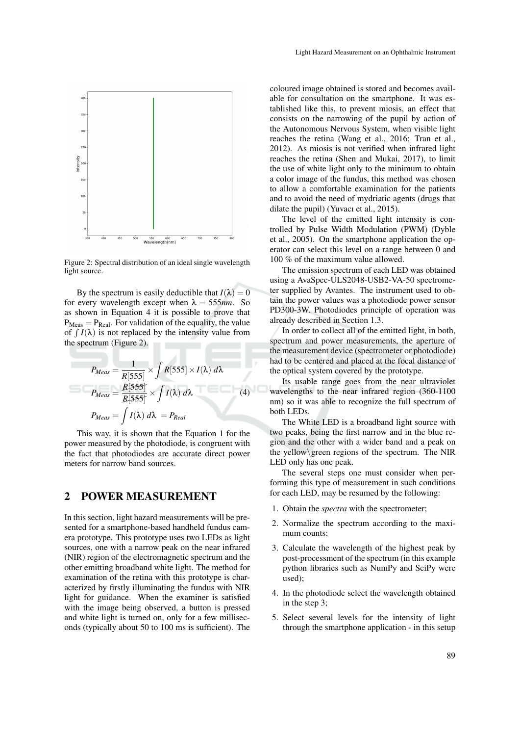Figure 2: Spectral distribution of an ideal single wavelength light source.

By the spectrum is easily deductible that $I(\lambda) = 0$ for every wavelength except when $\lambda = 555nm$. So as shown in Equation 4 it is possible to prove that $P_{Meas} = P_{Real}$. For validation of the equality, the value of $\int I(\lambda)$ is not replaced by the intensity value from the spectrum (Figure 2).

$$
\begin{aligned}
P_{Meas} &= \frac{1}{R[555]} \times \int R[555] \times I(\lambda)\, d\lambda \\
P_{Meas} &= \frac{\cancel{R[555]}}{\cancel{R[555]}} \times \int I(\lambda)\, d\lambda \\
P_{Meas} &= \int I(\lambda)\, d\lambda \; = P_{Real}
\end{aligned}
\tag{4}
$$

This way, it is shown that the Equation 1 for the power measured by the photodiode, is congruent with the fact that photodiodes are accurate direct power meters for narrow band sources.

## 2 POWER MEASUREMENT

In this section, light hazard measurements will be presented for a smartphone-based handheld fundus camera prototype. This prototype uses two LEDs as light sources, one with a narrow peak on the near infrared (NIR) region of the electromagnetic spectrum and the other emitting broadband white light. The method for examination of the retina with this prototype is characterized by firstly illuminating the fundus with NIR light for guidance. When the examiner is satisfied with the image being observed, a button is pressed and white light is turned on, only for a few milliseconds (typically about 50 to 100 ms is sufficient). The coloured image obtained is stored and becomes available for consultation on the smartphone. It was established like this, to prevent miosis, an effect that consists on the narrowing of the pupil by action of the Autonomous Nervous System, when visible light reaches the retina (Wang et al., 2016; Tran et al., 2012). As miosis is not verified when infrared light reaches the retina (Shen and Mukai, 2017), to limit the use of white light only to the minimum to obtain a color image of the fundus, this method was chosen to allow a comfortable examination for the patients and to avoid the need of mydriatic agents (drugs that dilate the pupil) (Yuvacı et al., 2015).

The level of the emitted light intensity is controlled by Pulse Width Modulation (PWM) (Dyble et al., 2005). On the smartphone application the operator can select this level on a range between 0 and 100 % of the maximum value allowed.

The emission spectrum of each LED was obtained using a AvaSpec-ULS2048-USB2-VA-50 spectrometer supplied by Avantes. The instrument used to obtain the power values was a photodiode power sensor PD300-3W. Photodiodes principle of operation was already described in Section 1.3.

In order to collect all of the emitted light, in both, spectrum and power measurements, the aperture of the measurement device (spectrometer or photodiode) had to be centered and placed at the focal distance of the optical system covered by the prototype.

Its usable range goes from the near ultraviolet wavelengths to the near infrared region (360-1100 nm) so it was able to recognize the full spectrum of both LEDs.

The White LED is a broadband light source with two peaks, being the first narrow and in the blue region and the other with a wider band and a peak on the yellow\green regions of the spectrum. The NIR LED only has one peak.

The several steps one must consider when performing this type of measurement in such conditions for each LED, may be resumed by the following:

1. Obtain the *spectra* with the spectrometer;
2. Normalize the spectrum according to the maximum counts;
3. Calculate the wavelength of the highest peak by post-processment of the spectrum (in this example python libraries such as NumPy and SciPy were used);
4. In the photodiode select the wavelength obtained in the step 3;
5. Select several levels for the intensity of light through the smartphone application - in this setup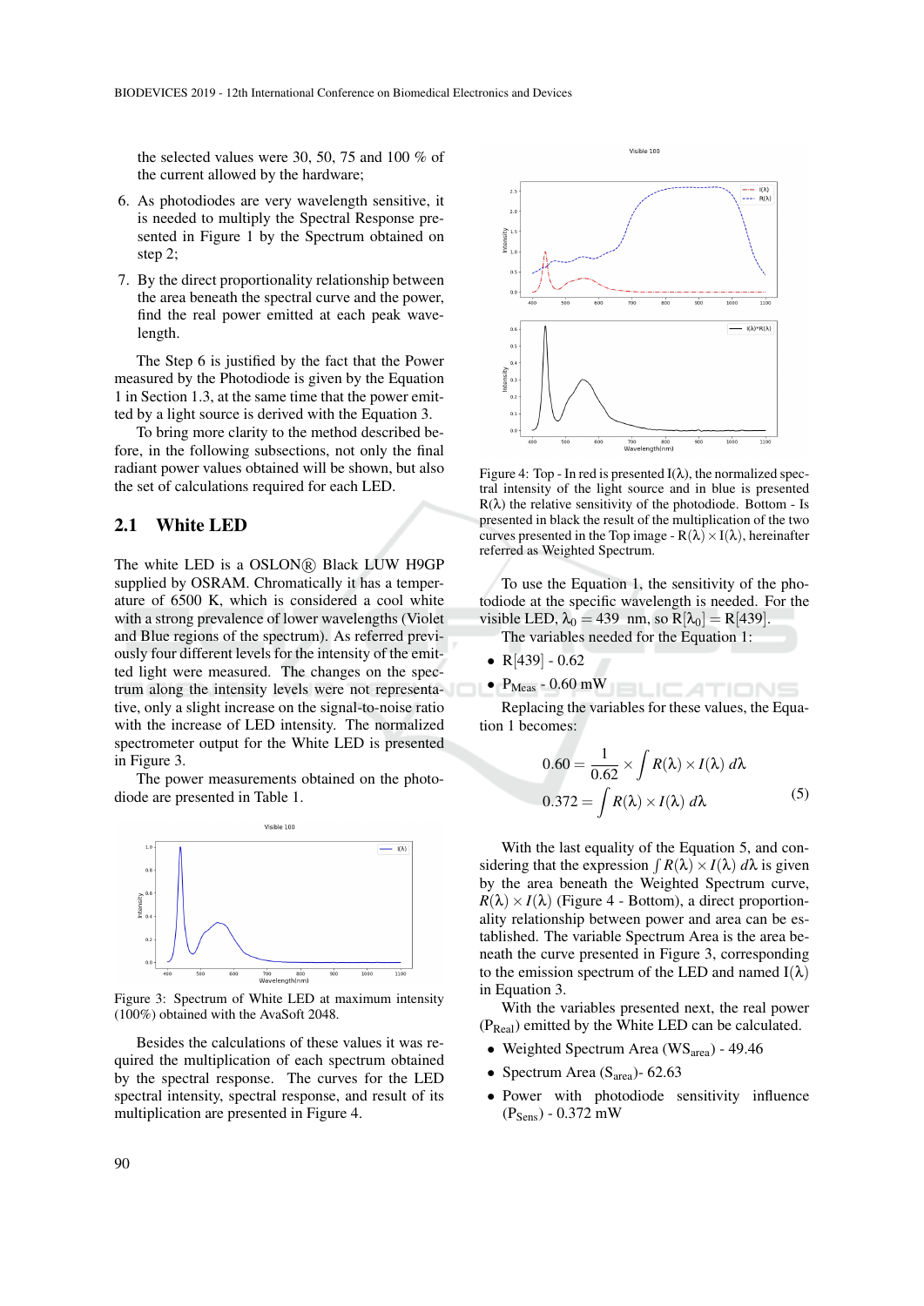the selected values were 30, 50, 75 and 100 % of the current allowed by the hardware;

6. As photodiodes are very wavelength sensitive, it is needed to multiply the Spectral Response presented in Figure 1 by the Spectrum obtained on step 2;

7. By the direct proportionality relationship between the area beneath the spectral curve and the power, find the real power emitted at each peak wavelength.

The Step 6 is justified by the fact that the Power measured by the Photodiode is given by the Equation 1 in Section 1.3, at the same time that the power emitted by a light source is derived with the Equation 3.

To bring more clarity to the method described before, in the following subsections, not only the final radiant power values obtained will be shown, but also the set of calculations required for each LED.

## 2.1 White LED

The white LED is a OSLON® Black LUW H9GP supplied by OSRAM. Chromatically it has a temperature of 6500 K, which is considered a cool white with a strong prevalence of lower wavelengths (Violet and Blue regions of the spectrum). As referred previously four different levels for the intensity of the emitted light were measured. The changes on the spectrum along the intensity levels were not representative, only a slight increase on the signal-to-noise ratio with the increase of LED intensity. The normalized spectrometer output for the White LED is presented in Figure 3.

The power measurements obtained on the photodiode are presented in Table 1.

Figure 3: Spectrum of White LED at maximum intensity (100%) obtained with the AvaSoft 2048.

Besides the calculations of these values it was required the multiplication of each spectrum obtained by the spectral response. The curves for the LED spectral intensity, spectral response, and result of its multiplication are presented in Figure 4.

Figure 4: Top - In red is presented I(λ), the normalized spectral intensity of the light source and in blue is presented R(λ) the relative sensitivity of the photodiode. Bottom - Is presented in black the result of the multiplication of the two curves presented in the Top image - $R(\lambda) \times I(\lambda)$, hereinafter referred as Weighted Spectrum.

To use the Equation 1, the sensitivity of the photodiode at the specific wavelength is needed. For the visible LED, $\lambda_0 = 439$ nm, so $R[\lambda_0] = R[439]$.

The variables needed for the Equation 1:

- R[439] - 0.62
- $P_{Meas}$ - 0.60 mW

Replacing the variables for these values, the Equation 1 becomes:

$$
\begin{aligned}
0.60 &= \frac{1}{0.62} \times \int R(\lambda) \times I(\lambda)\, d\lambda \\
0.372 &= \int R(\lambda) \times I(\lambda)\, d\lambda
\end{aligned} \tag{5}
$$

With the last equality of the Equation 5, and considering that the expression $\int R(\lambda) \times I(\lambda)\, d\lambda$ is given by the area beneath the Weighted Spectrum curve, $R(\lambda) \times I(\lambda)$ (Figure 4 - Bottom), a direct proportionality relationship between power and area can be established. The variable Spectrum Area is the area beneath the curve presented in Figure 3, corresponding to the emission spectrum of the LED and named I(λ) in Equation 3.

With the variables presented next, the real power ($P_{Real}$) emitted by the White LED can be calculated.

- Weighted Spectrum Area ($WS_{area}$) - 49.46
- Spectrum Area ($S_{area}$)- 62.63
- Power with photodiode sensitivity influence ($P_{Sens}$) - 0.372 mW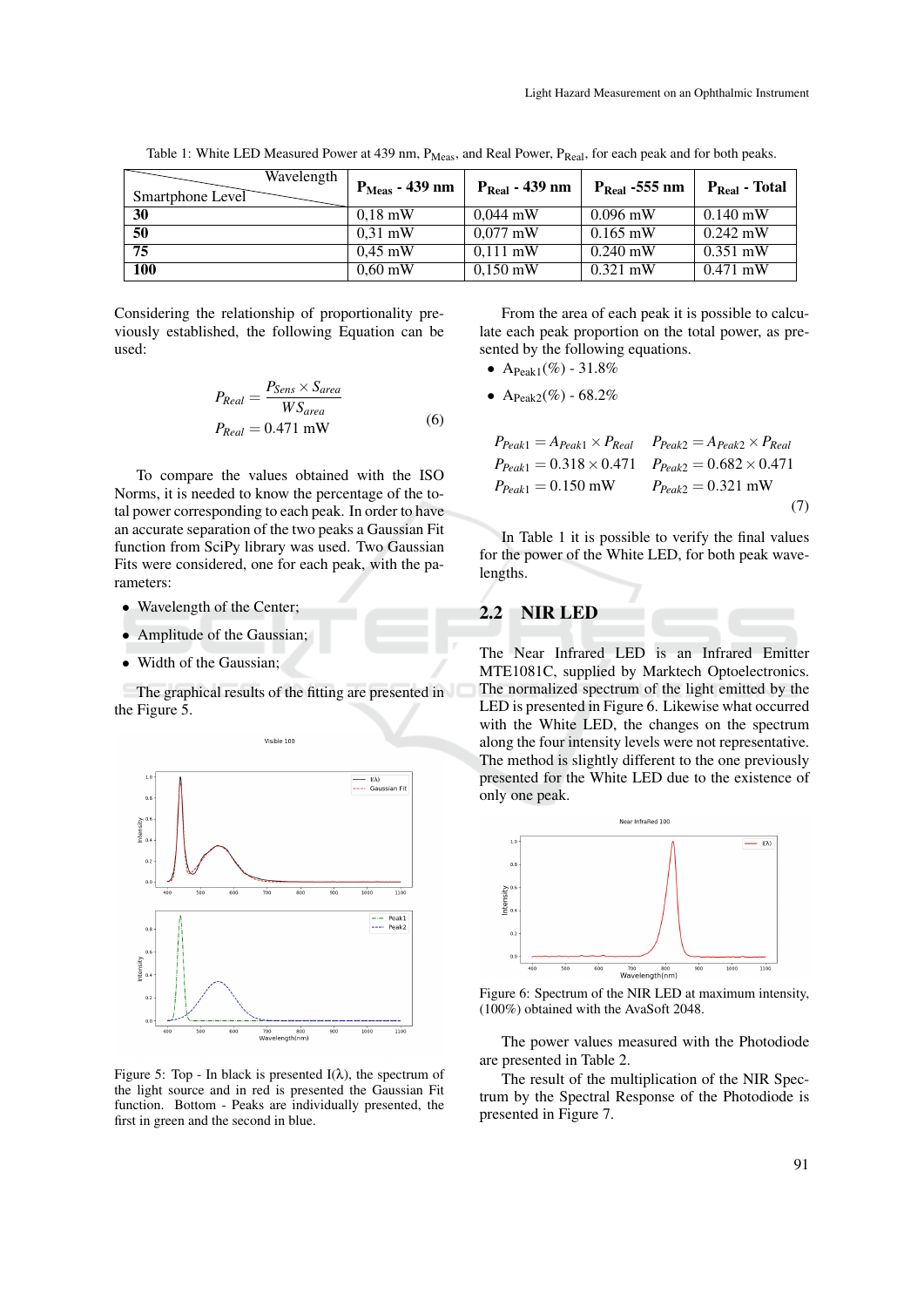Table 1: White LED Measured Power at 439 nm, $P_{Meas}$, and Real Power, $P_{Real}$, for each peak and for both peaks.

| Smartphone Level \ Wavelength | **$P_{Meas}$ - 439 nm** | **$P_{Real}$ - 439 nm** | **$P_{Real}$ -555 nm** | **$P_{Real}$ - Total** |
|---|---|---|---|---|
| **30** | 0,18 mW | 0,044 mW | 0.096 mW | 0.140 mW |
| **50** | 0,31 mW | 0,077 mW | 0.165 mW | 0.242 mW |
| **75** | 0,45 mW | 0,111 mW | 0.240 mW | 0.351 mW |
| **100** | 0,60 mW | 0,150 mW | 0.321 mW | 0.471 mW |

Considering the relationship of proportionality previously established, the following Equation can be used:

$$P_{Real} = \frac{P_{Sens} \times S_{area}}{WS_{area}}$$
$$P_{Real} = 0.471 \text{ mW} \tag{6}$$

To compare the values obtained with the ISO Norms, it is needed to know the percentage of the total power corresponding to each peak. In order to have an accurate separation of the two peaks a Gaussian Fit function from SciPy library was used. Two Gaussian Fits were considered, one for each peak, with the parameters:

- Wavelength of the Center;
- Amplitude of the Gaussian;
- Width of the Gaussian;

The graphical results of the fitting are presented in the Figure 5.

Figure 5: Top - In black is presented I(λ), the spectrum of the light source and in red is presented the Gaussian Fit function. Bottom - Peaks are individually presented, the first in green and the second in blue.

From the area of each peak it is possible to calculate each peak proportion on the total power, as presented by the following equations.

- $A_{Peak1}(\%)$ - 31.8%
- $A_{Peak2}(\%)$ - 68.2%

$$P_{Peak1} = A_{Peak1} \times P_{Real} \qquad P_{Peak2} = A_{Peak2} \times P_{Real}$$
$$P_{Peak1} = 0.318 \times 0.471 \qquad P_{Peak2} = 0.682 \times 0.471$$
$$P_{Peak1} = 0.150 \text{ mW} \qquad P_{Peak2} = 0.321 \text{ mW} \tag{7}$$

In Table 1 it is possible to verify the final values for the power of the White LED, for both peak wavelengths.

## 2.2 NIR LED

The Near Infrared LED is an Infrared Emitter MTE1081C, supplied by Marktech Optoelectronics. The normalized spectrum of the light emitted by the LED is presented in Figure 6. Likewise what occurred with the White LED, the changes on the spectrum along the four intensity levels were not representative. The method is slightly different to the one previously presented for the White LED due to the existence of only one peak.

Figure 6: Spectrum of the NIR LED at maximum intensity, (100%) obtained with the AvaSoft 2048.

The power values measured with the Photodiode are presented in Table 2.

The result of the multiplication of the NIR Spectrum by the Spectral Response of the Photodiode is presented in Figure 7.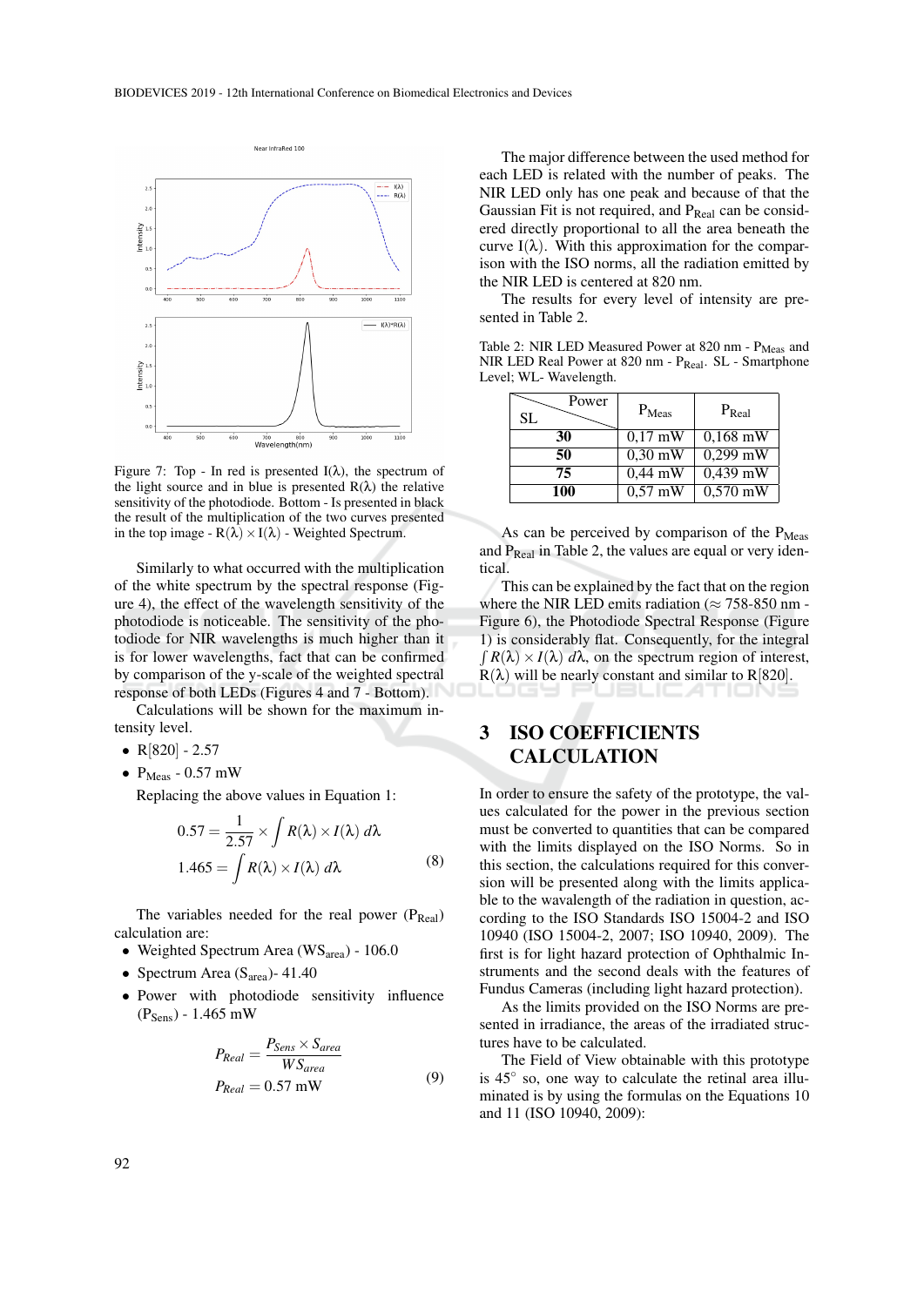Figure 7: Top - In red is presented I(λ), the spectrum of the light source and in blue is presented R(λ) the relative sensitivity of the photodiode. Bottom - Is presented in black the result of the multiplication of the two curves presented in the top image - $R(\lambda) \times I(\lambda)$ - Weighted Spectrum.

Similarly to what occurred with the multiplication of the white spectrum by the spectral response (Figure 4), the effect of the wavelength sensitivity of the photodiode is noticeable. The sensitivity of the photodiode for NIR wavelengths is much higher than it is for lower wavelengths, fact that can be confirmed by comparison of the y-scale of the weighted spectral response of both LEDs (Figures 4 and 7 - Bottom).

Calculations will be shown for the maximum intensity level.

- R[820] - 2.57
- $P_{Meas}$ - 0.57 mW

Replacing the above values in Equation 1:

$$0.57 = \frac{1}{2.57} \times \int R(\lambda) \times I(\lambda)\, d\lambda$$
$$1.465 = \int R(\lambda) \times I(\lambda)\, d\lambda \tag{8}$$

The variables needed for the real power ($P_{Real}$) calculation are:

- Weighted Spectrum Area ($WS_{area}$) - 106.0
- Spectrum Area ($S_{area}$)- 41.40
- Power with photodiode sensitivity influence ($P_{Sens}$) - 1.465 mW

$$P_{Real} = \frac{P_{Sens} \times S_{area}}{WS_{area}}$$
$$P_{Real} = 0.57 \text{ mW} \tag{9}$$

The major difference between the used method for each LED is related with the number of peaks. The NIR LED only has one peak and because of that the Gaussian Fit is not required, and $P_{Real}$ can be considered directly proportional to all the area beneath the curve I(λ). With this approximation for the comparison with the ISO norms, all the radiation emitted by the NIR LED is centered at 820 nm.

The results for every level of intensity are presented in Table 2.

Table 2: NIR LED Measured Power at 820 nm - $P_{Meas}$ and NIR LED Real Power at 820 nm - $P_{Real}$. SL - Smartphone Level; WL- Wavelength.

| SL \ Power | $P_{Meas}$ | $P_{Real}$ |
|---|---|---|
| **30** | 0,17 mW | 0,168 mW |
| **50** | 0,30 mW | 0,299 mW |
| **75** | 0,44 mW | 0,439 mW |
| **100** | 0,57 mW | 0,570 mW |

As can be perceived by comparison of the $P_{Meas}$ and $P_{Real}$ in Table 2, the values are equal or very identical.

This can be explained by the fact that on the region where the NIR LED emits radiation (≈ 758-850 nm - Figure 6), the Photodiode Spectral Response (Figure 1) is considerably flat. Consequently, for the integral $\int R(\lambda) \times I(\lambda)\, d\lambda$, on the spectrum region of interest, R(λ) will be nearly constant and similar to R[820].

## 3 ISO COEFFICIENTS CALCULATION

In order to ensure the safety of the prototype, the values calculated for the power in the previous section must be converted to quantities that can be compared with the limits displayed on the ISO Norms. So in this section, the calculations required for this conversion will be presented along with the limits applicable to the wavalength of the radiation in question, according to the ISO Standards ISO 15004-2 and ISO 10940 (ISO 15004-2, 2007; ISO 10940, 2009). The first is for light hazard protection of Ophthalmic Instruments and the second deals with the features of Fundus Cameras (including light hazard protection).

As the limits provided on the ISO Norms are presented in irradiance, the areas of the irradiated structures have to be calculated.

The Field of View obtainable with this prototype is 45° so, one way to calculate the retinal area illuminated is by using the formulas on the Equations 10 and 11 (ISO 10940, 2009):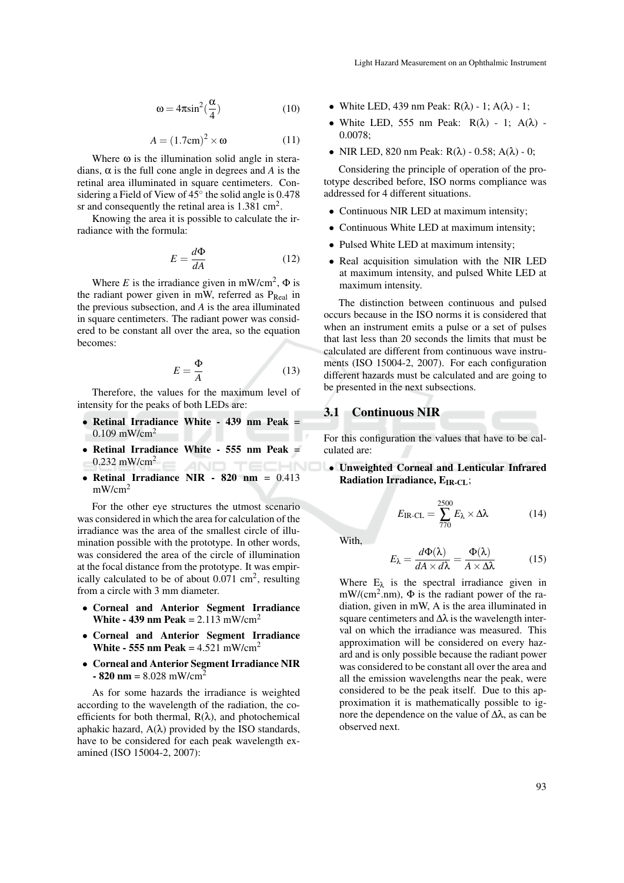$$\omega = 4\pi \sin^2(\frac{\alpha}{4}) \tag{10}$$

$$A = (1.7\text{cm})^2 \times \omega \tag{11}$$

Where $\omega$ is the illumination solid angle in steradians, $\alpha$ is the full cone angle in degrees and $A$ is the retinal area illuminated in square centimeters. Considering a Field of View of 45° the solid angle is 0.478 sr and consequently the retinal area is 1.381 cm$^2$.

Knowing the area it is possible to calculate the irradiance with the formula:

$$E = \frac{d\Phi}{dA} \tag{12}$$

Where $E$ is the irradiance given in mW/cm$^2$, $\Phi$ is the radiant power given in mW, referred as $P_{Real}$ in the previous subsection, and $A$ is the area illuminated in square centimeters. The radiant power was considered to be constant all over the area, so the equation becomes:

$$E = \frac{\Phi}{A} \tag{13}$$

Therefore, the values for the maximum level of intensity for the peaks of both LEDs are:

- **Retinal Irradiance White - 439 nm Peak** = 0.109 mW/cm$^2$
- **Retinal Irradiance White - 555 nm Peak** = 0.232 mW/cm$^2$
- **Retinal Irradiance NIR - 820 nm** = 0.413 mW/cm$^2$

For the other eye structures the utmost scenario was considered in which the area for calculation of the irradiance was the area of the smallest circle of illumination possible with the prototype. In other words, was considered the area of the circle of illumination at the focal distance from the prototype. It was empirically calculated to be of about 0.071 cm$^2$, resulting from a circle with 3 mm diameter.

- **Corneal and Anterior Segment Irradiance White - 439 nm Peak** = 2.113 mW/cm$^2$
- **Corneal and Anterior Segment Irradiance White - 555 nm Peak** = 4.521 mW/cm$^2$
- **Corneal and Anterior Segment Irradiance NIR - 820 nm** = 8.028 mW/cm$^2$

As for some hazards the irradiance is weighted according to the wavelength of the radiation, the coefficients for both thermal, $R(\lambda)$, and photochemical aphakic hazard, $A(\lambda)$ provided by the ISO standards, have to be considered for each peak wavelength examined (ISO 15004-2, 2007):

- White LED, 439 nm Peak: $R(\lambda)$ - 1; $A(\lambda)$ - 1;
- White LED, 555 nm Peak: $R(\lambda)$ - 1; $A(\lambda)$ - 0.0078;
- NIR LED, 820 nm Peak: $R(\lambda)$ - 0.58; $A(\lambda)$ - 0;

Considering the principle of operation of the prototype described before, ISO norms compliance was addressed for 4 different situations.

- Continuous NIR LED at maximum intensity;
- Continuous White LED at maximum intensity;
- Pulsed White LED at maximum intensity;
- Real acquisition simulation with the NIR LED at maximum intensity, and pulsed White LED at maximum intensity.

The distinction between continuous and pulsed occurs because in the ISO norms it is considered that when an instrument emits a pulse or a set of pulses that last less than 20 seconds the limits that must be calculated are different from continuous wave instruments (ISO 15004-2, 2007). For each configuration different hazards must be calculated and are going to be presented in the next subsections.

### 3.1 Continuous NIR

For this configuration the values that have to be calculated are:

- **Unweighted Corneal and Lenticular Infrared Radiation Irradiance, $E_{IR\text{-}CL}$**;

$$E_{\text{IR-CL}} = \sum_{770}^{2500} E_\lambda \times \Delta\lambda \tag{14}$$

With,

$$E_\lambda = \frac{d\Phi(\lambda)}{dA \times d\lambda} = \frac{\Phi(\lambda)}{A \times \Delta\lambda} \tag{15}$$

Where $E_\lambda$ is the spectral irradiance given in mW/(cm$^2$.nm), $\Phi$ is the radiant power of the radiation, given in mW, A is the area illuminated in square centimeters and $\Delta\lambda$ is the wavelength interval on which the irradiance was measured. This approximation will be considered on every hazard and is only possible because the radiant power was considered to be constant all over the area and all the emission wavelengths near the peak, were considered to be the peak itself. Due to this approximation it is mathematically possible to ignore the dependence on the value of $\Delta\lambda$, as can be observed next.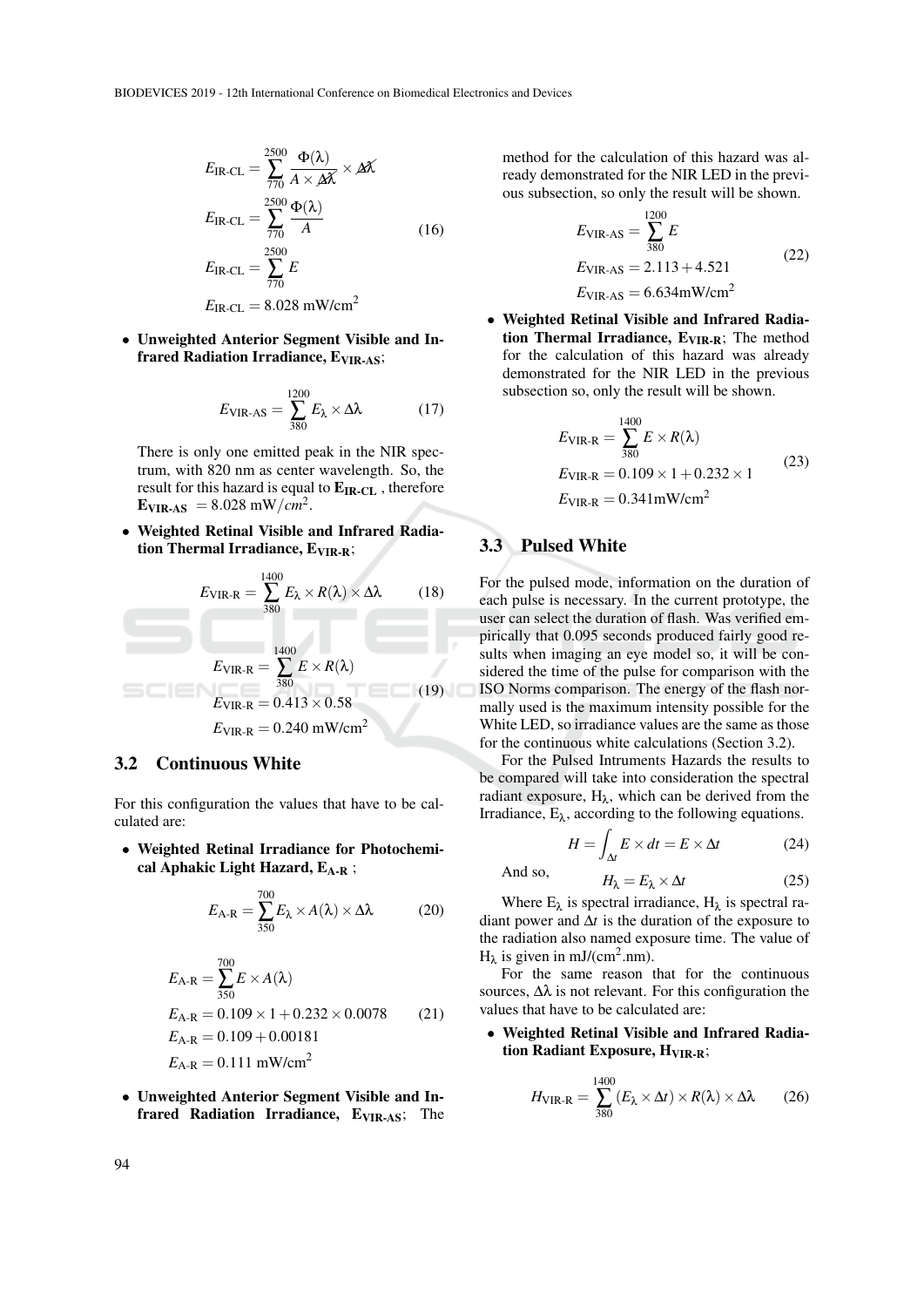$$E_{\text{IR-CL}} = \sum_{770}^{2500} \frac{\Phi(\lambda)}{A \times \cancel{\Delta\lambda}} \times \cancel{\Delta\lambda}$$
$$E_{\text{IR-CL}} = \sum_{770}^{2500} \frac{\Phi(\lambda)}{A}$$
$$E_{\text{IR-CL}} = \sum_{770}^{2500} E \tag{16}$$
$$E_{\text{IR-CL}} = 8.028 \text{ mW/cm}^2$$

- **Unweighted Anterior Segment Visible and Infrared Radiation Irradiance, $E_{VIR\text{-}AS}$**;

$$E_{\text{VIR-AS}} = \sum_{380}^{1200} E_\lambda \times \Delta\lambda \tag{17}$$

There is only one emitted peak in the NIR spectrum, with 820 nm as center wavelength. So, the result for this hazard is equal to $\mathbf{E_{IR\text{-}CL}}$, therefore $\mathbf{E_{VIR\text{-}AS}} = 8.028$ mW/$cm^2$.

- **Weighted Retinal Visible and Infrared Radiation Thermal Irradiance, $E_{VIR\text{-}R}$**;

$$E_{\text{VIR-R}} = \sum_{380}^{1400} E_\lambda \times R(\lambda) \times \Delta\lambda \tag{18}$$

$$E_{\text{VIR-R}} = \sum_{380}^{1400} E \times R(\lambda)$$
$$E_{\text{VIR-R}} = 0.413 \times 0.58 \tag{19}$$
$$E_{\text{VIR-R}} = 0.240 \text{ mW/cm}^2$$

## 3.2 Continuous White

For this configuration the values that have to be calculated are:

- **Weighted Retinal Irradiance for Photochemical Aphakic Light Hazard, $E_{A\text{-}R}$** ;

$$E_{\text{A-R}} = \sum_{350}^{700} E_\lambda \times A(\lambda) \times \Delta\lambda \tag{20}$$

$$E_{\text{A-R}} = \sum_{350}^{700} E \times A(\lambda)$$
$$E_{\text{A-R}} = 0.109 \times 1 + 0.232 \times 0.0078 \tag{21}$$
$$E_{\text{A-R}} = 0.109 + 0.00181$$
$$E_{\text{A-R}} = 0.111 \text{ mW/cm}^2$$

- **Unweighted Anterior Segment Visible and Infrared Radiation Irradiance, $E_{VIR\text{-}AS}$**; The method for the calculation of this hazard was already demonstrated for the NIR LED in the previous subsection, so only the result will be shown.

$$E_{\text{VIR-AS}} = \sum_{380}^{1200} E$$
$$E_{\text{VIR-AS}} = 2.113 + 4.521 \tag{22}$$
$$E_{\text{VIR-AS}} = 6.634 \text{mW/cm}^2$$

- **Weighted Retinal Visible and Infrared Radiation Thermal Irradiance, $E_{VIR\text{-}R}$**; The method for the calculation of this hazard was already demonstrated for the NIR LED in the previous subsection so, only the result will be shown.

$$E_{\text{VIR-R}} = \sum_{380}^{1400} E \times R(\lambda)$$
$$E_{\text{VIR-R}} = 0.109 \times 1 + 0.232 \times 1 \tag{23}$$
$$E_{\text{VIR-R}} = 0.341 \text{mW/cm}^2$$

## 3.3 Pulsed White

For the pulsed mode, information on the duration of each pulse is necessary. In the current prototype, the user can select the duration of flash. Was verified empirically that 0.095 seconds produced fairly good results when imaging an eye model so, it will be considered the time of the pulse for comparison with the ISO Norms comparison. The energy of the flash normally used is the maximum intensity possible for the White LED, so irradiance values are the same as those for the continuous white calculations (Section 3.2).

For the Pulsed Intruments Hazards the results to be compared will take into consideration the spectral radiant exposure, $H_\lambda$, which can be derived from the Irradiance, $E_\lambda$, according to the following equations.

$$H = \int_{\Delta t} E \times dt = E \times \Delta t \tag{24}$$

And so,

$$H_\lambda = E_\lambda \times \Delta t \tag{25}$$

Where $E_\lambda$ is spectral irradiance, $H_\lambda$ is spectral radiant power and $\Delta t$ is the duration of the exposure to the radiation also named exposure time. The value of $H_\lambda$ is given in mJ/(cm$^2$.nm).

For the same reason that for the continuous sources, $\Delta\lambda$ is not relevant. For this configuration the values that have to be calculated are:

- **Weighted Retinal Visible and Infrared Radiation Radiant Exposure, $H_{VIR\text{-}R}$**;

$$H_{\text{VIR-R}} = \sum_{380}^{1400} (E_\lambda \times \Delta t) \times R(\lambda) \times \Delta\lambda \tag{26}$$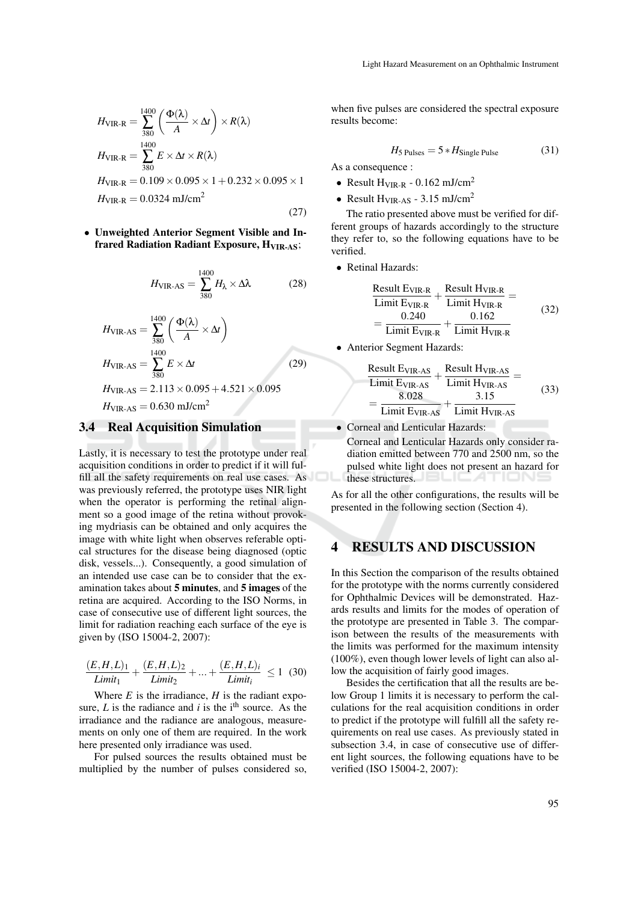$$H_{\text{VIR-R}} = \sum_{380}^{1400} \left( \frac{\Phi(\lambda)}{A} \times \Delta t \right) \times R(\lambda)$$
$$H_{\text{VIR-R}} = \sum_{380}^{1400} E \times \Delta t \times R(\lambda)$$
$$H_{\text{VIR-R}} = 0.109 \times 0.095 \times 1 + 0.232 \times 0.095 \times 1$$
$$H_{\text{VIR-R}} = 0.0324 \text{ mJ/cm}^2 \tag{27}$$

- **Unweighted Anterior Segment Visible and Infrared Radiation Radiant Exposure, $H_{\text{VIR-AS}}$**;

$$H_{\text{VIR-AS}} = \sum_{380}^{1400} H_{\lambda} \times \Delta\lambda \tag{28}$$

$$H_{\text{VIR-AS}} = \sum_{380}^{1400} \left( \frac{\Phi(\lambda)}{A} \times \Delta t \right)$$
$$H_{\text{VIR-AS}} = \sum_{380}^{1400} E \times \Delta t \tag{29}$$
$$H_{\text{VIR-AS}} = 2.113 \times 0.095 + 4.521 \times 0.095$$
$$H_{\text{VIR-AS}} = 0.630 \text{ mJ/cm}^2$$

### 3.4 Real Acquisition Simulation

Lastly, it is necessary to test the prototype under real acquisition conditions in order to predict if it will fulfill all the safety requirements on real use cases. As was previously referred, the prototype uses NIR light when the operator is performing the retinal alignment so a good image of the retina without provoking mydriasis can be obtained and only acquires the image with white light when observes referable optical structures for the disease being diagnosed (optic disk, vessels...). Consequently, a good simulation of an intended use case can be to consider that the examination takes about **5 minutes**, and **5 images** of the retina are acquired. According to the ISO Norms, in case of consecutive use of different light sources, the limit for radiation reaching each surface of the eye is given by (ISO 15004-2, 2007):

$$\frac{(E,H,L)_1}{Limit_1} + \frac{(E,H,L)_2}{Limit_2} + ... + \frac{(E,H,L)_i}{Limit_i} \leq 1 \tag{30}$$

Where $E$ is the irradiance, $H$ is the radiant exposure, $L$ is the radiance and $i$ is the $i^{\text{th}}$ source. As the irradiance and the radiance are analogous, measurements on only one of them are required. In the work here presented only irradiance was used.

For pulsed sources the results obtained must be multiplied by the number of pulses considered so, when five pulses are considered the spectral exposure results become:

$$H_{5 \text{ Pulses}} = 5 * H_{\text{Single Pulse}} \tag{31}$$

As a consequence :

- Result $H_{\text{VIR-R}}$ - 0.162 mJ/cm$^2$
- Result $H_{\text{VIR-AS}}$ - 3.15 mJ/cm$^2$

The ratio presented above must be verified for different groups of hazards accordingly to the structure they refer to, so the following equations have to be verified.

- Retinal Hazards:

$$\frac{\text{Result } E_{\text{VIR-R}}}{\text{Limit } E_{\text{VIR-R}}} + \frac{\text{Result } H_{\text{VIR-R}}}{\text{Limit } H_{\text{VIR-R}}} = = \frac{0.240}{\text{Limit } E_{\text{VIR-R}}} + \frac{0.162}{\text{Limit } H_{\text{VIR-R}}} \tag{32}$$

- Anterior Segment Hazards:

$$\frac{\text{Result } E_{\text{VIR-AS}}}{\text{Limit } E_{\text{VIR-AS}}} + \frac{\text{Result } H_{\text{VIR-AS}}}{\text{Limit } H_{\text{VIR-AS}}} = = \frac{8.028}{\text{Limit } E_{\text{VIR-AS}}} + \frac{3.15}{\text{Limit } H_{\text{VIR-AS}}} \tag{33}$$

- Corneal and Lenticular Hazards:

  Corneal and Lenticular Hazards only consider radiation emitted between 770 and 2500 nm, so the pulsed white light does not present an hazard for these structures.

As for all the other configurations, the results will be presented in the following section (Section 4).

## 4 RESULTS AND DISCUSSION

In this Section the comparison of the results obtained for the prototype with the norms currently considered for Ophthalmic Devices will be demonstrated. Hazards results and limits for the modes of operation of the prototype are presented in Table 3. The comparison between the results of the measurements with the limits was performed for the maximum intensity (100%), even though lower levels of light can also allow the acquisition of fairly good images.

Besides the certification that all the results are below Group 1 limits it is necessary to perform the calculations for the real acquisition conditions in order to predict if the prototype will fulfill all the safety requirements on real use cases. As previously stated in subsection 3.4, in case of consecutive use of different light sources, the following equations have to be verified (ISO 15004-2, 2007):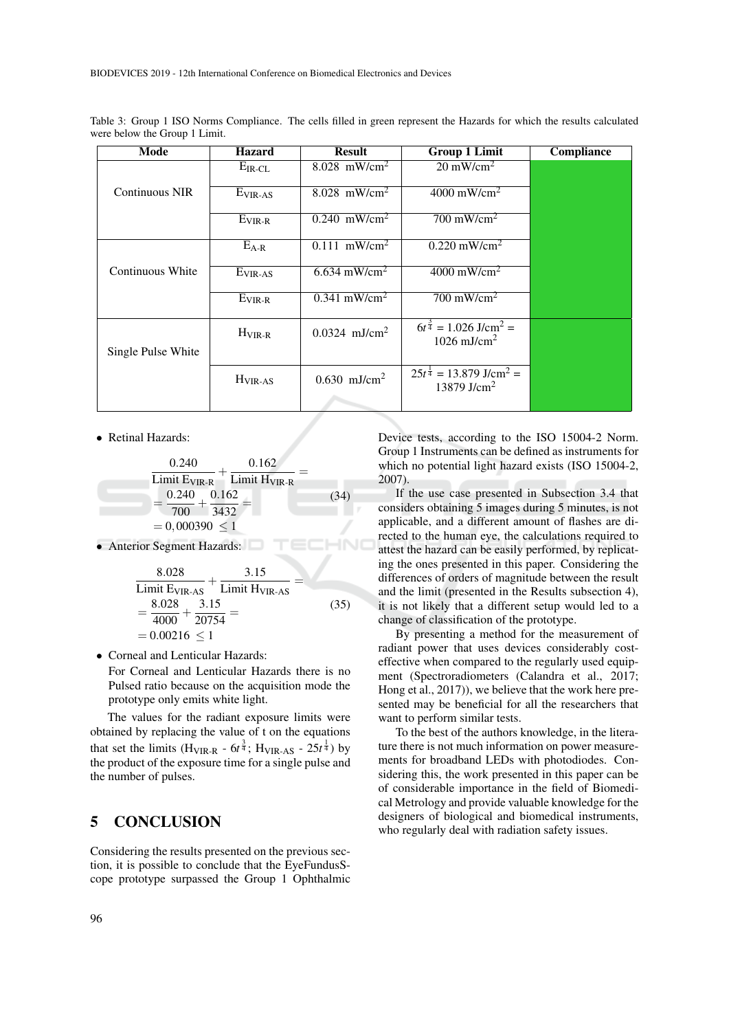Table 3: Group 1 ISO Norms Compliance. The cells filled in green represent the Hazards for which the results calculated were below the Group 1 Limit.

| Mode | Hazard | Result | Group 1 Limit | Compliance |
|---|---|---|---|---|
| Continuous NIR | $E_{IR-CL}$ | 8.028 $mW/cm^2$ | 20 $mW/cm^2$ | |
| | $E_{VIR-AS}$ | 8.028 $mW/cm^2$ | 4000 $mW/cm^2$ | |
| | $E_{VIR-R}$ | 0.240 $mW/cm^2$ | 700 $mW/cm^2$ | |
| Continuous White | $E_{A-R}$ | 0.111 $mW/cm^2$ | 0.220 $mW/cm^2$ | |
| | $E_{VIR-AS}$ | 6.634 $mW/cm^2$ | 4000 $mW/cm^2$ | |
| | $E_{VIR-R}$ | 0.341 $mW/cm^2$ | 700 $mW/cm^2$ | |
| Single Pulse White | $H_{VIR-R}$ | 0.0324 $mJ/cm^2$ | $6t^{\frac{3}{4}}$ = 1.026 $J/cm^2$ = 1026 $mJ/cm^2$ | |
| | $H_{VIR-AS}$ | 0.630 $mJ/cm^2$ | $25t^{\frac{1}{4}}$ = 13.879 $J/cm^2$ = 13879 $J/cm^2$ | |

- Retinal Hazards:

$$\frac{0.240}{\text{Limit } E_{\text{VIR-R}}} + \frac{0.162}{\text{Limit } H_{\text{VIR-R}}} = \\ = \frac{0.240}{700} + \frac{0.162}{3432} = \\ = 0,000390 \leq 1 \tag{34}$$

- Anterior Segment Hazards:

$$\frac{8.028}{\text{Limit } E_{\text{VIR-AS}}} + \frac{3.15}{\text{Limit } H_{\text{VIR-AS}}} = \\ = \frac{8.028}{4000} + \frac{3.15}{20754} = \\ = 0.00216 \leq 1 \tag{35}$$

- Corneal and Lenticular Hazards:
  For Corneal and Lenticular Hazards there is no Pulsed ratio because on the acquisition mode the prototype only emits white light.

The values for the radiant exposure limits were obtained by replacing the value of t on the equations that set the limits ($H_{VIR-R}$ - $6t^{\frac{3}{4}}$; $H_{VIR-AS}$ - $25t^{\frac{1}{4}}$) by the product of the exposure time for a single pulse and the number of pulses.

## 5 CONCLUSION

Considering the results presented on the previous section, it is possible to conclude that the EyeFundusScope prototype surpassed the Group 1 Ophthalmic Device tests, according to the ISO 15004-2 Norm. Group 1 Instruments can be defined as instruments for which no potential light hazard exists (ISO 15004-2, 2007).

If the use case presented in Subsection 3.4 that considers obtaining 5 images during 5 minutes, is not applicable, and a different amount of flashes are directed to the human eye, the calculations required to attest the hazard can be easily performed, by replicating the ones presented in this paper. Considering the differences of orders of magnitude between the result and the limit (presented in the Results subsection 4), it is not likely that a different setup would led to a change of classification of the prototype.

By presenting a method for the measurement of radiant power that uses devices considerably cost-effective when compared to the regularly used equipment (Spectroradiometers (Calandra et al., 2017; Hong et al., 2017)), we believe that the work here presented may be beneficial for all the researchers that want to perform similar tests.

To the best of the authors knowledge, in the literature there is not much information on power measurements for broadband LEDs with photodiodes. Considering this, the work presented in this paper can be of considerable importance in the field of Biomedical Metrology and provide valuable knowledge for the designers of biological and biomedical instruments, who regularly deal with radiation safety issues.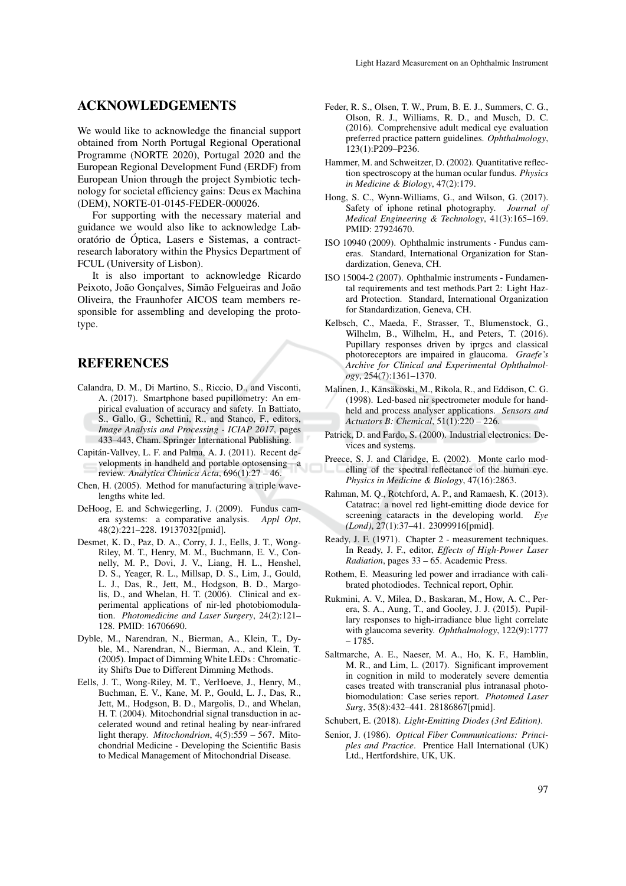## ACKNOWLEDGEMENTS

We would like to acknowledge the financial support obtained from North Portugal Regional Operational Programme (NORTE 2020), Portugal 2020 and the European Regional Development Fund (ERDF) from European Union through the project Symbiotic technology for societal efficiency gains: Deus ex Machina (DEM), NORTE-01-0145-FEDER-000026.

For supporting with the necessary material and guidance we would also like to acknowledge Laboratório de Óptica, Lasers e Sistemas, a contract-research laboratory within the Physics Department of FCUL (University of Lisbon).

It is also important to acknowledge Ricardo Peixoto, João Gonçalves, Simão Felgueiras and João Oliveira, the Fraunhofer AICOS team members responsible for assembling and developing the prototype.

## REFERENCES

Calandra, D. M., Di Martino, S., Riccio, D., and Visconti, A. (2017). Smartphone based pupillometry: An empirical evaluation of accuracy and safety. In Battiato, S., Gallo, G., Schettini, R., and Stanco, F., editors, *Image Analysis and Processing - ICIAP 2017*, pages 433–443, Cham. Springer International Publishing.

Capitán-Vallvey, L. F. and Palma, A. J. (2011). Recent developments in handheld and portable optosensing—a review. *Analytica Chimica Acta*, 696(1):27 – 46.

Chen, H. (2005). Method for manufacturing a triple wavelengths white led.

DeHoog, E. and Schwiegerling, J. (2009). Fundus camera systems: a comparative analysis. *Appl Opt*, 48(2):221–228. 19137032[pmid].

Desmet, K. D., Paz, D. A., Corry, J. J., Eells, J. T., Wong-Riley, M. T., Henry, M. M., Buchmann, E. V., Connelly, M. P., Dovi, J. V., Liang, H. L., Henshel, D. S., Yeager, R. L., Millsap, D. S., Lim, J., Gould, L. J., Das, R., Jett, M., Hodgson, B. D., Margolis, D., and Whelan, H. T. (2006). Clinical and experimental applications of nir-led photobiomodulation. *Photomedicine and Laser Surgery*, 24(2):121–128. PMID: 16706690.

Dyble, M., Narendran, N., Bierman, A., Klein, T., Dyble, M., Narendran, N., Bierman, A., and Klein, T. (2005). Impact of Dimming White LEDs : Chromaticity Shifts Due to Different Dimming Methods.

Eells, J. T., Wong-Riley, M. T., VerHoeve, J., Henry, M., Buchman, E. V., Kane, M. P., Gould, L. J., Das, R., Jett, M., Hodgson, B. D., Margolis, D., and Whelan, H. T. (2004). Mitochondrial signal transduction in accelerated wound and retinal healing by near-infrared light therapy. *Mitochondrion*, 4(5):559 – 567. Mitochondrial Medicine - Developing the Scientific Basis to Medical Management of Mitochondrial Disease.

Feder, R. S., Olsen, T. W., Prum, B. E. J., Summers, C. G., Olson, R. J., Williams, R. D., and Musch, D. C. (2016). Comprehensive adult medical eye evaluation preferred practice pattern guidelines. *Ophthalmology*, 123(1):P209–P236.

Hammer, M. and Schweitzer, D. (2002). Quantitative reflection spectroscopy at the human ocular fundus. *Physics in Medicine & Biology*, 47(2):179.

Hong, S. C., Wynn-Williams, G., and Wilson, G. (2017). Safety of iphone retinal photography. *Journal of Medical Engineering & Technology*, 41(3):165–169. PMID: 27924670.

ISO 10940 (2009). Ophthalmic instruments - Fundus cameras. Standard, International Organization for Standardization, Geneva, CH.

ISO 15004-2 (2007). Ophthalmic instruments - Fundamental requirements and test methods.Part 2: Light Hazard Protection. Standard, International Organization for Standardization, Geneva, CH.

Kelbsch, C., Maeda, F., Strasser, T., Blumenstock, G., Wilhelm, B., Wilhelm, H., and Peters, T. (2016). Pupillary responses driven by iprgcs and classical photoreceptors are impaired in glaucoma. *Graefe's Archive for Clinical and Experimental Ophthalmology*, 254(7):1361–1370.

Malinen, J., Känsäkoski, M., Rikola, R., and Eddison, C. G. (1998). Led-based nir spectrometer module for handheld and process analyser applications. *Sensors and Actuators B: Chemical*, 51(1):220 – 226.

Patrick, D. and Fardo, S. (2000). Industrial electronics: Devices and systems.

Preece, S. J. and Claridge, E. (2002). Monte carlo modelling of the spectral reflectance of the human eye. *Physics in Medicine & Biology*, 47(16):2863.

Rahman, M. Q., Rotchford, A. P., and Ramaesh, K. (2013). Catatrac: a novel red light-emitting diode device for screening cataracts in the developing world. *Eye (Lond)*, 27(1):37–41. 23099916[pmid].

Ready, J. F. (1971). Chapter 2 - measurement techniques. In Ready, J. F., editor, *Effects of High-Power Laser Radiation*, pages 33 – 65. Academic Press.

Rothem, E. Measuring led power and irradiance with calibrated photodiodes. Technical report, Ophir.

Rukmini, A. V., Milea, D., Baskaran, M., How, A. C., Perera, S. A., Aung, T., and Gooley, J. J. (2015). Pupillary responses to high-irradiance blue light correlate with glaucoma severity. *Ophthalmology*, 122(9):1777 – 1785.

Saltmarche, A. E., Naeser, M. A., Ho, K. F., Hamblin, M. R., and Lim, L. (2017). Significant improvement in cognition in mild to moderately severe dementia cases treated with transcranial plus intranasal photobiomodulation: Case series report. *Photomed Laser Surg*, 35(8):432–441. 28186867[pmid].

Schubert, E. (2018). *Light-Emitting Diodes (3rd Edition)*.

Senior, J. (1986). *Optical Fiber Communications: Principles and Practice*. Prentice Hall International (UK) Ltd., Hertfordshire, UK, UK.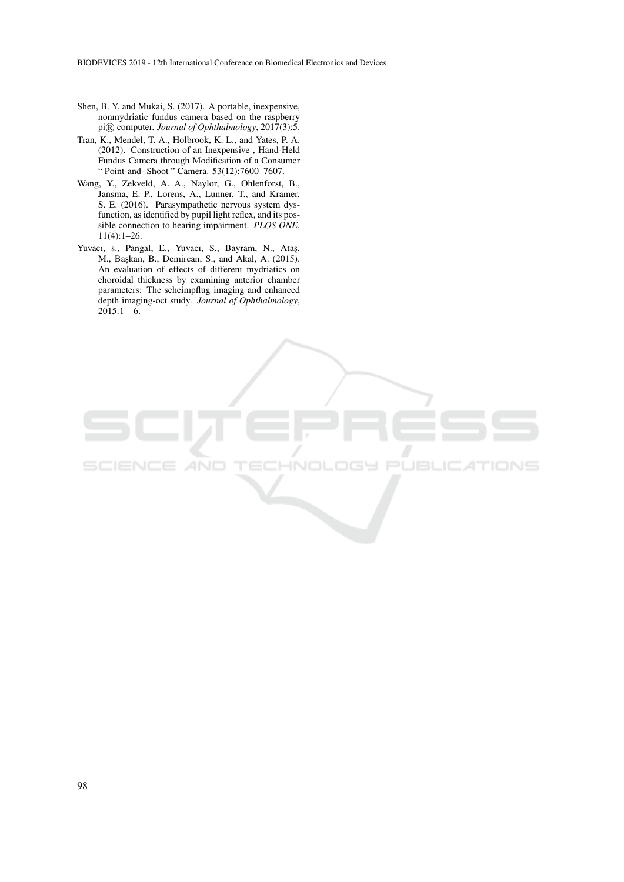Shen, B. Y. and Mukai, S. (2017). A portable, inexpensive, nonmydriatic fundus camera based on the raspberry pi® computer. *Journal of Ophthalmology*, 2017(3):5.

Tran, K., Mendel, T. A., Holbrook, K. L., and Yates, P. A. (2012). Construction of an Inexpensive , Hand-Held Fundus Camera through Modification of a Consumer " Point-and- Shoot " Camera. 53(12):7600–7607.

Wang, Y., Zekveld, A. A., Naylor, G., Ohlenforst, B., Jansma, E. P., Lorens, A., Lunner, T., and Kramer, S. E. (2016). Parasympathetic nervous system dysfunction, as identified by pupil light reflex, and its possible connection to hearing impairment. *PLOS ONE*, 11(4):1–26.

Yuvacı, s., Pangal, E., Yuvacı, S., Bayram, N., Ataş, M., Başkan, B., Demircan, S., and Akal, A. (2015). An evaluation of effects of different mydriatics on choroidal thickness by examining anterior chamber parameters: The scheimpflug imaging and enhanced depth imaging-oct study. *Journal of Ophthalmology*, 2015:1 – 6.